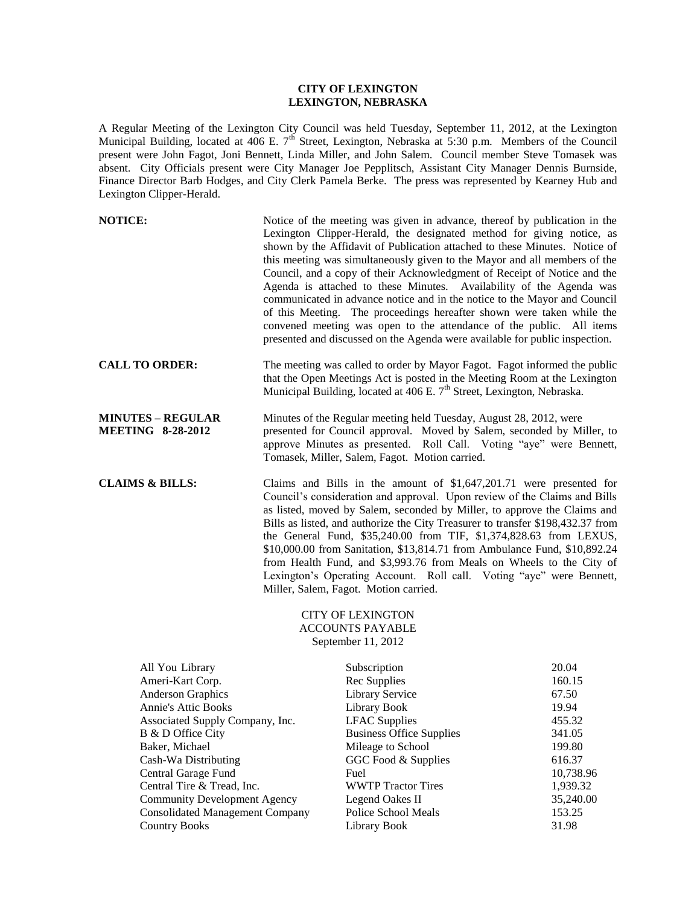**CITY OF LEXINGTON**
**LEXINGTON, NEBRASKA**

A Regular Meeting of the Lexington City Council was held Tuesday, September 11, 2012, at the Lexington Municipal Building, located at 406 E. 7th Street, Lexington, Nebraska at 5:30 p.m. Members of the Council present were John Fagot, Joni Bennett, Linda Miller, and John Salem. Council member Steve Tomasek was absent. City Officials present were City Manager Joe Pepplitsch, Assistant City Manager Dennis Burnside, Finance Director Barb Hodges, and City Clerk Pamela Berke. The press was represented by Kearney Hub and Lexington Clipper-Herald.

**NOTICE:** Notice of the meeting was given in advance, thereof by publication in the Lexington Clipper-Herald, the designated method for giving notice, as shown by the Affidavit of Publication attached to these Minutes. Notice of this meeting was simultaneously given to the Mayor and all members of the Council, and a copy of their Acknowledgment of Receipt of Notice and the Agenda is attached to these Minutes. Availability of the Agenda was communicated in advance notice and in the notice to the Mayor and Council of this Meeting. The proceedings hereafter shown were taken while the convened meeting was open to the attendance of the public. All items presented and discussed on the Agenda were available for public inspection.

**CALL TO ORDER:** The meeting was called to order by Mayor Fagot. Fagot informed the public that the Open Meetings Act is posted in the Meeting Room at the Lexington Municipal Building, located at 406 E. 7th Street, Lexington, Nebraska.

**MINUTES – REGULAR MEETING 8-28-2012** Minutes of the Regular meeting held Tuesday, August 28, 2012, were presented for Council approval. Moved by Salem, seconded by Miller, to approve Minutes as presented. Roll Call. Voting "aye" were Bennett, Tomasek, Miller, Salem, Fagot. Motion carried.

**CLAIMS & BILLS:** Claims and Bills in the amount of $1,647,201.71 were presented for Council's consideration and approval. Upon review of the Claims and Bills as listed, moved by Salem, seconded by Miller, to approve the Claims and Bills as listed, and authorize the City Treasurer to transfer $198,432.37 from the General Fund, $35,240.00 from TIF, $1,374,828.63 from LEXUS, $10,000.00 from Sanitation, $13,814.71 from Ambulance Fund, $10,892.24 from Health Fund, and $3,993.76 from Meals on Wheels to the City of Lexington's Operating Account. Roll call. Voting "aye" were Bennett, Miller, Salem, Fagot. Motion carried.

CITY OF LEXINGTON
ACCOUNTS PAYABLE
September 11, 2012

| | | |
|---|---|---|
| All You Library | Subscription | 20.04 |
| Ameri-Kart Corp. | Rec Supplies | 160.15 |
| Anderson Graphics | Library Service | 67.50 |
| Annie's Attic Books | Library Book | 19.94 |
| Associated Supply Company, Inc. | LFAC Supplies | 455.32 |
| B & D Office City | Business Office Supplies | 341.05 |
| Baker, Michael | Mileage to School | 199.80 |
| Cash-Wa Distributing | GGC Food & Supplies | 616.37 |
| Central Garage Fund | Fuel | 10,738.96 |
| Central Tire & Tread, Inc. | WWTP Tractor Tires | 1,939.32 |
| Community Development Agency | Legend Oakes II | 35,240.00 |
| Consolidated Management Company | Police School Meals | 153.25 |
| Country Books | Library Book | 31.98 |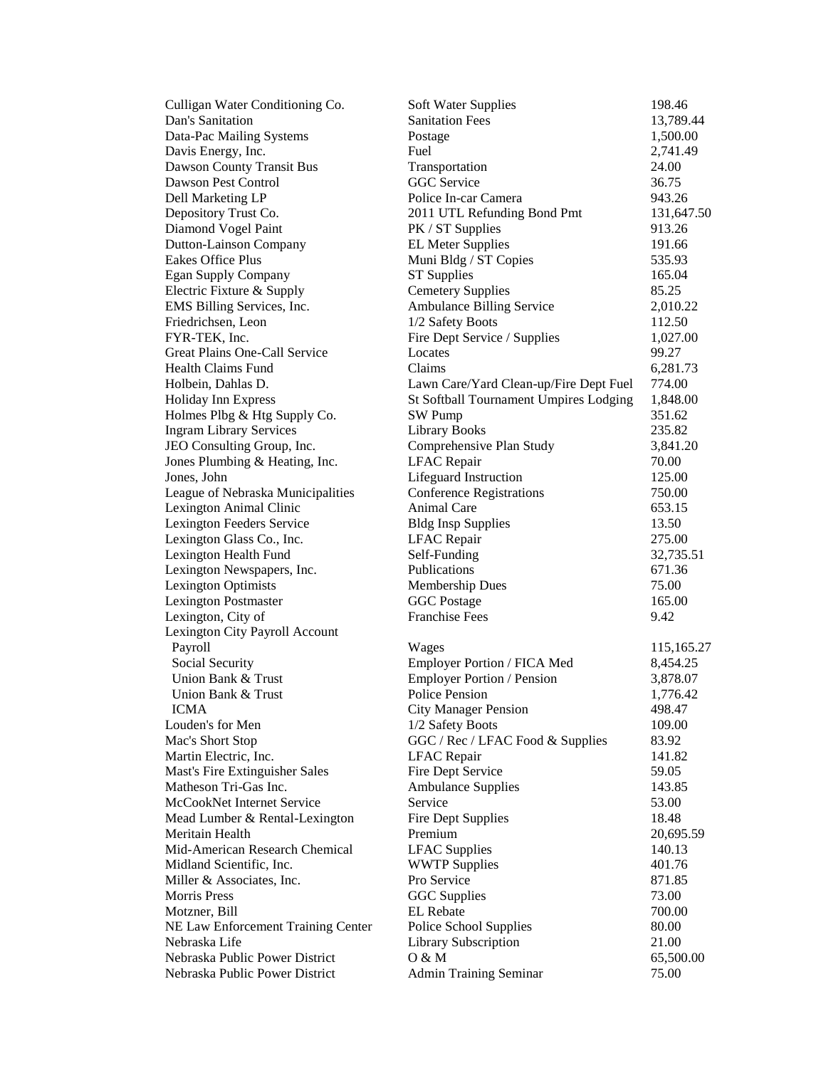| | | |
|---|---|---|
| Culligan Water Conditioning Co. | Soft Water Supplies | 198.46 |
| Dan's Sanitation | Sanitation Fees | 13,789.44 |
| Data-Pac Mailing Systems | Postage | 1,500.00 |
| Davis Energy, Inc. | Fuel | 2,741.49 |
| Dawson County Transit Bus | Transportation | 24.00 |
| Dawson Pest Control | GGC Service | 36.75 |
| Dell Marketing LP | Police In-car Camera | 943.26 |
| Depository Trust Co. | 2011 UTL Refunding Bond Pmt | 131,647.50 |
| Diamond Vogel Paint | PK / ST Supplies | 913.26 |
| Dutton-Lainson Company | EL Meter Supplies | 191.66 |
| Eakes Office Plus | Muni Bldg / ST Copies | 535.93 |
| Egan Supply Company | ST Supplies | 165.04 |
| Electric Fixture & Supply | Cemetery Supplies | 85.25 |
| EMS Billing Services, Inc. | Ambulance Billing Service | 2,010.22 |
| Friedrichsen, Leon | 1/2 Safety Boots | 112.50 |
| FYR-TEK, Inc. | Fire Dept Service / Supplies | 1,027.00 |
| Great Plains One-Call Service | Locates | 99.27 |
| Health Claims Fund | Claims | 6,281.73 |
| Holbein, Dahlas D. | Lawn Care/Yard Clean-up/Fire Dept Fuel | 774.00 |
| Holiday Inn Express | St Softball Tournament Umpires Lodging | 1,848.00 |
| Holmes Plbg & Htg Supply Co. | SW Pump | 351.62 |
| Ingram Library Services | Library Books | 235.82 |
| JEO Consulting Group, Inc. | Comprehensive Plan Study | 3,841.20 |
| Jones Plumbing & Heating, Inc. | LFAC Repair | 70.00 |
| Jones, John | Lifeguard Instruction | 125.00 |
| League of Nebraska Municipalities | Conference Registrations | 750.00 |
| Lexington Animal Clinic | Animal Care | 653.15 |
| Lexington Feeders Service | Bldg Insp Supplies | 13.50 |
| Lexington Glass Co., Inc. | LFAC Repair | 275.00 |
| Lexington Health Fund | Self-Funding | 32,735.51 |
| Lexington Newspapers, Inc. | Publications | 671.36 |
| Lexington Optimists | Membership Dues | 75.00 |
| Lexington Postmaster | GGC Postage | 165.00 |
| Lexington, City of | Franchise Fees | 9.42 |
| Lexington City Payroll Account | | |
| Payroll | Wages | 115,165.27 |
| Social Security | Employer Portion / FICA Med | 8,454.25 |
| Union Bank & Trust | Employer Portion / Pension | 3,878.07 |
| Union Bank & Trust | Police Pension | 1,776.42 |
| ICMA | City Manager Pension | 498.47 |
| Louden's for Men | 1/2 Safety Boots | 109.00 |
| Mac's Short Stop | GGC / Rec / LFAC Food & Supplies | 83.92 |
| Martin Electric, Inc. | LFAC Repair | 141.82 |
| Mast's Fire Extinguisher Sales | Fire Dept Service | 59.05 |
| Matheson Tri-Gas Inc. | Ambulance Supplies | 143.85 |
| McCookNet Internet Service | Service | 53.00 |
| Mead Lumber & Rental-Lexington | Fire Dept Supplies | 18.48 |
| Meritain Health | Premium | 20,695.59 |
| Mid-American Research Chemical | LFAC Supplies | 140.13 |
| Midland Scientific, Inc. | WWTP Supplies | 401.76 |
| Miller & Associates, Inc. | Pro Service | 871.85 |
| Morris Press | GGC Supplies | 73.00 |
| Motzner, Bill | EL Rebate | 700.00 |
| NE Law Enforcement Training Center | Police School Supplies | 80.00 |
| Nebraska Life | Library Subscription | 21.00 |
| Nebraska Public Power District | O & M | 65,500.00 |
| Nebraska Public Power District | Admin Training Seminar | 75.00 |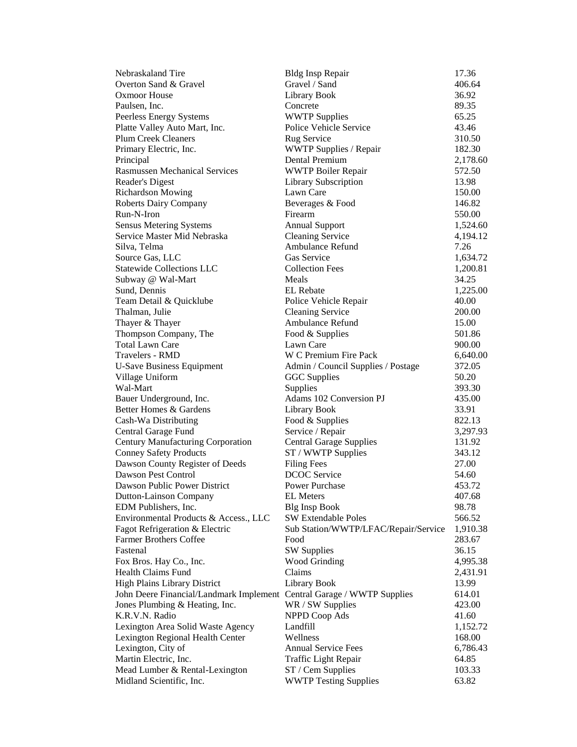| | | |
|---|---|---|
| Nebraskaland Tire | Bldg Insp Repair | 17.36 |
| Overton Sand & Gravel | Gravel / Sand | 406.64 |
| Oxmoor House | Library Book | 36.92 |
| Paulsen, Inc. | Concrete | 89.35 |
| Peerless Energy Systems | WWTP Supplies | 65.25 |
| Platte Valley Auto Mart, Inc. | Police Vehicle Service | 43.46 |
| Plum Creek Cleaners | Rug Service | 310.50 |
| Primary Electric, Inc. | WWTP Supplies / Repair | 182.30 |
| Principal | Dental Premium | 2,178.60 |
| Rasmussen Mechanical Services | WWTP Boiler Repair | 572.50 |
| Reader's Digest | Library Subscription | 13.98 |
| Richardson Mowing | Lawn Care | 150.00 |
| Roberts Dairy Company | Beverages & Food | 146.82 |
| Run-N-Iron | Firearm | 550.00 |
| Sensus Metering Systems | Annual Support | 1,524.60 |
| Service Master Mid Nebraska | Cleaning Service | 4,194.12 |
| Silva, Telma | Ambulance Refund | 7.26 |
| Source Gas, LLC | Gas Service | 1,634.72 |
| Statewide Collections LLC | Collection Fees | 1,200.81 |
| Subway @ Wal-Mart | Meals | 34.25 |
| Sund, Dennis | EL Rebate | 1,225.00 |
| Team Detail & Quicklube | Police Vehicle Repair | 40.00 |
| Thalman, Julie | Cleaning Service | 200.00 |
| Thayer & Thayer | Ambulance Refund | 15.00 |
| Thompson Company, The | Food & Supplies | 501.86 |
| Total Lawn Care | Lawn Care | 900.00 |
| Travelers - RMD | W C Premium Fire Pack | 6,640.00 |
| U-Save Business Equipment | Admin / Council Supplies / Postage | 372.05 |
| Village Uniform | GGC Supplies | 50.20 |
| Wal-Mart | Supplies | 393.30 |
| Bauer Underground, Inc. | Adams 102 Conversion PJ | 435.00 |
| Better Homes & Gardens | Library Book | 33.91 |
| Cash-Wa Distributing | Food & Supplies | 822.13 |
| Central Garage Fund | Service / Repair | 3,297.93 |
| Century Manufacturing Corporation | Central Garage Supplies | 131.92 |
| Conney Safety Products | ST / WWTP Supplies | 343.12 |
| Dawson County Register of Deeds | Filing Fees | 27.00 |
| Dawson Pest Control | DCOC Service | 54.60 |
| Dawson Public Power District | Power Purchase | 453.72 |
| Dutton-Lainson Company | EL Meters | 407.68 |
| EDM Publishers, Inc. | Blg Insp Book | 98.78 |
| Environmental Products & Access., LLC | SW Extendable Poles | 566.52 |
| Fagot Refrigeration & Electric | Sub Station/WWTP/LFAC/Repair/Service | 1,910.38 |
| Farmer Brothers Coffee | Food | 283.67 |
| Fastenal | SW Supplies | 36.15 |
| Fox Bros. Hay Co., Inc. | Wood Grinding | 4,995.38 |
| Health Claims Fund | Claims | 2,431.91 |
| High Plains Library District | Library Book | 13.99 |
| John Deere Financial/Landmark Implement | Central Garage / WWTP Supplies | 614.01 |
| Jones Plumbing & Heating, Inc. | WR / SW Supplies | 423.00 |
| K.R.V.N. Radio | NPPD Coop Ads | 41.60 |
| Lexington Area Solid Waste Agency | Landfill | 1,152.72 |
| Lexington Regional Health Center | Wellness | 168.00 |
| Lexington, City of | Annual Service Fees | 6,786.43 |
| Martin Electric, Inc. | Traffic Light Repair | 64.85 |
| Mead Lumber & Rental-Lexington | ST / Cem Supplies | 103.33 |
| Midland Scientific, Inc. | WWTP Testing Supplies | 63.82 |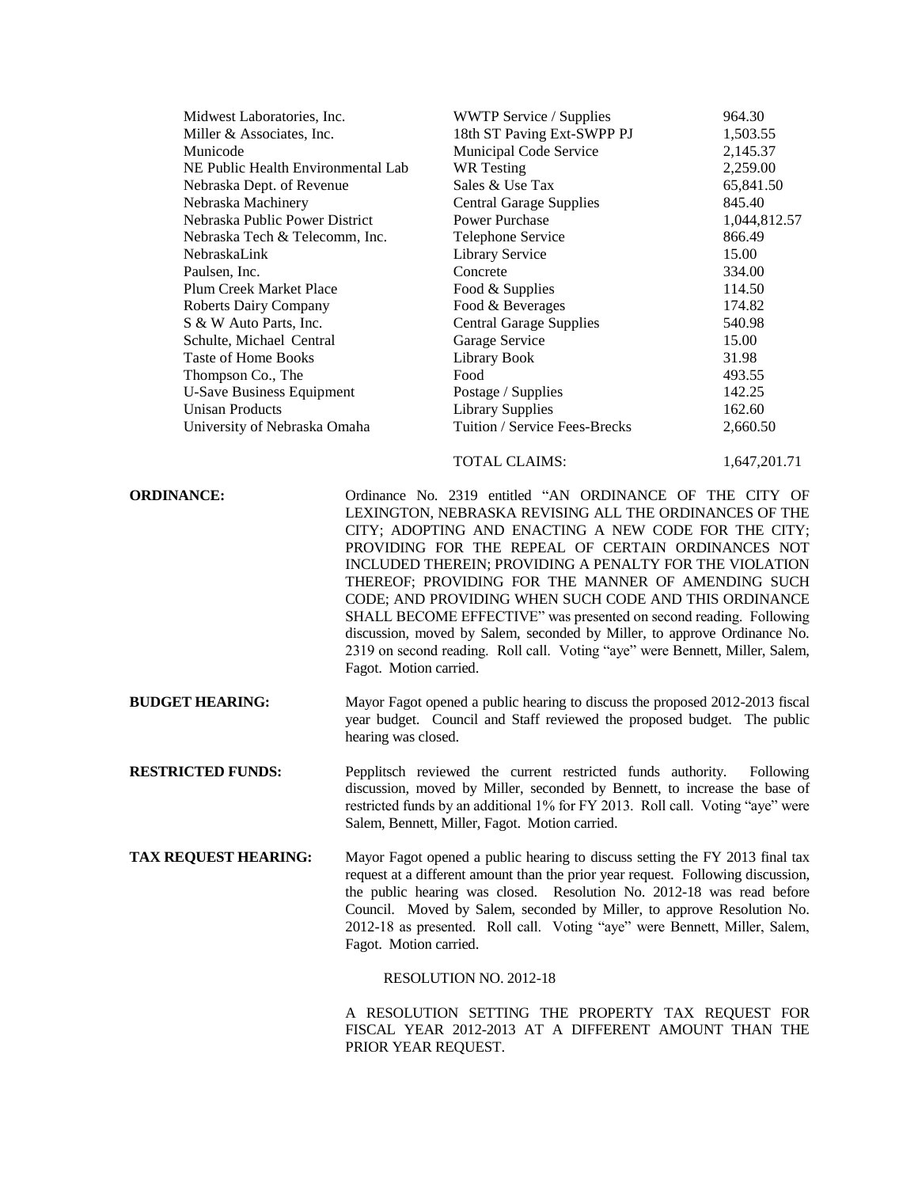| | | |
|---|---|---|
| Midwest Laboratories, Inc. | WWTP Service / Supplies | 964.30 |
| Miller & Associates, Inc. | 18th ST Paving Ext-SWPP PJ | 1,503.55 |
| Municode | Municipal Code Service | 2,145.37 |
| NE Public Health Environmental Lab | WR Testing | 2,259.00 |
| Nebraska Dept. of Revenue | Sales & Use Tax | 65,841.50 |
| Nebraska Machinery | Central Garage Supplies | 845.40 |
| Nebraska Public Power District | Power Purchase | 1,044,812.57 |
| Nebraska Tech & Telecomm, Inc. | Telephone Service | 866.49 |
| NebraskaLink | Library Service | 15.00 |
| Paulsen, Inc. | Concrete | 334.00 |
| Plum Creek Market Place | Food & Supplies | 114.50 |
| Roberts Dairy Company | Food & Beverages | 174.82 |
| S & W Auto Parts, Inc. | Central Garage Supplies | 540.98 |
| Schulte, Michael Central | Garage Service | 15.00 |
| Taste of Home Books | Library Book | 31.98 |
| Thompson Co., The | Food | 493.55 |
| U-Save Business Equipment | Postage / Supplies | 142.25 |
| Unisan Products | Library Supplies | 162.60 |
| University of Nebraska Omaha | Tuition / Service Fees-Brecks | 2,660.50 |
| | TOTAL CLAIMS: | 1,647,201.71 |

**ORDINANCE:** Ordinance No. 2319 entitled "AN ORDINANCE OF THE CITY OF LEXINGTON, NEBRASKA REVISING ALL THE ORDINANCES OF THE CITY; ADOPTING AND ENACTING A NEW CODE FOR THE CITY; PROVIDING FOR THE REPEAL OF CERTAIN ORDINANCES NOT INCLUDED THEREIN; PROVIDING A PENALTY FOR THE VIOLATION THEREOF; PROVIDING FOR THE MANNER OF AMENDING SUCH CODE; AND PROVIDING WHEN SUCH CODE AND THIS ORDINANCE SHALL BECOME EFFECTIVE" was presented on second reading. Following discussion, moved by Salem, seconded by Miller, to approve Ordinance No. 2319 on second reading. Roll call. Voting "aye" were Bennett, Miller, Salem, Fagot. Motion carried.

**BUDGET HEARING:** Mayor Fagot opened a public hearing to discuss the proposed 2012-2013 fiscal year budget. Council and Staff reviewed the proposed budget. The public hearing was closed.

**RESTRICTED FUNDS:** Pepplitsch reviewed the current restricted funds authority. Following discussion, moved by Miller, seconded by Bennett, to increase the base of restricted funds by an additional 1% for FY 2013. Roll call. Voting "aye" were Salem, Bennett, Miller, Fagot. Motion carried.

**TAX REQUEST HEARING:** Mayor Fagot opened a public hearing to discuss setting the FY 2013 final tax request at a different amount than the prior year request. Following discussion, the public hearing was closed. Resolution No. 2012-18 was read before Council. Moved by Salem, seconded by Miller, to approve Resolution No. 2012-18 as presented. Roll call. Voting "aye" were Bennett, Miller, Salem, Fagot. Motion carried.

RESOLUTION NO. 2012-18

A RESOLUTION SETTING THE PROPERTY TAX REQUEST FOR FISCAL YEAR 2012-2013 AT A DIFFERENT AMOUNT THAN THE PRIOR YEAR REQUEST.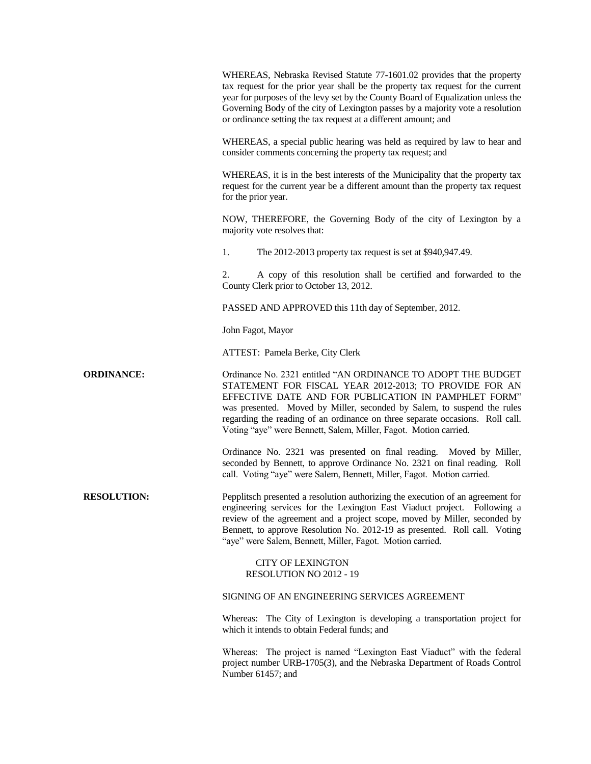WHEREAS, Nebraska Revised Statute 77-1601.02 provides that the property tax request for the prior year shall be the property tax request for the current year for purposes of the levy set by the County Board of Equalization unless the Governing Body of the city of Lexington passes by a majority vote a resolution or ordinance setting the tax request at a different amount; and

WHEREAS, a special public hearing was held as required by law to hear and consider comments concerning the property tax request; and

WHEREAS, it is in the best interests of the Municipality that the property tax request for the current year be a different amount than the property tax request for the prior year.

NOW, THEREFORE, the Governing Body of the city of Lexington by a majority vote resolves that:

1. The 2012-2013 property tax request is set at $940,947.49.

2. A copy of this resolution shall be certified and forwarded to the County Clerk prior to October 13, 2012.

PASSED AND APPROVED this 11th day of September, 2012.

John Fagot, Mayor

ATTEST: Pamela Berke, City Clerk

**ORDINANCE:** Ordinance No. 2321 entitled "AN ORDINANCE TO ADOPT THE BUDGET STATEMENT FOR FISCAL YEAR 2012-2013; TO PROVIDE FOR AN EFFECTIVE DATE AND FOR PUBLICATION IN PAMPHLET FORM" was presented. Moved by Miller, seconded by Salem, to suspend the rules regarding the reading of an ordinance on three separate occasions. Roll call. Voting "aye" were Bennett, Salem, Miller, Fagot. Motion carried.

Ordinance No. 2321 was presented on final reading. Moved by Miller, seconded by Bennett, to approve Ordinance No. 2321 on final reading. Roll call. Voting "aye" were Salem, Bennett, Miller, Fagot. Motion carried.

**RESOLUTION:** Pepplitsch presented a resolution authorizing the execution of an agreement for engineering services for the Lexington East Viaduct project. Following a review of the agreement and a project scope, moved by Miller, seconded by Bennett, to approve Resolution No. 2012-19 as presented. Roll call. Voting "aye" were Salem, Bennett, Miller, Fagot. Motion carried.

CITY OF LEXINGTON
RESOLUTION NO 2012 - 19

SIGNING OF AN ENGINEERING SERVICES AGREEMENT

Whereas: The City of Lexington is developing a transportation project for which it intends to obtain Federal funds; and

Whereas: The project is named "Lexington East Viaduct" with the federal project number URB-1705(3), and the Nebraska Department of Roads Control Number 61457; and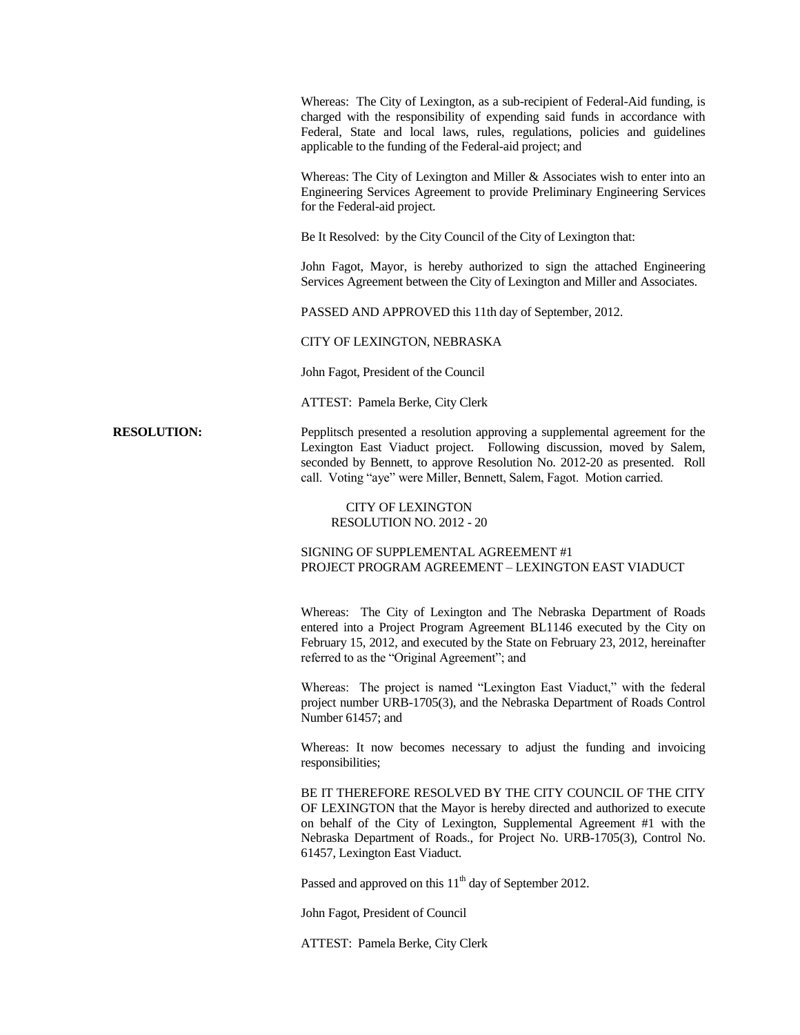Whereas: The City of Lexington, as a sub-recipient of Federal-Aid funding, is charged with the responsibility of expending said funds in accordance with Federal, State and local laws, rules, regulations, policies and guidelines applicable to the funding of the Federal-aid project; and

Whereas: The City of Lexington and Miller & Associates wish to enter into an Engineering Services Agreement to provide Preliminary Engineering Services for the Federal-aid project.

Be It Resolved: by the City Council of the City of Lexington that:

John Fagot, Mayor, is hereby authorized to sign the attached Engineering Services Agreement between the City of Lexington and Miller and Associates.

PASSED AND APPROVED this 11th day of September, 2012.

CITY OF LEXINGTON, NEBRASKA

John Fagot, President of the Council

ATTEST: Pamela Berke, City Clerk

**RESOLUTION:** Pepplitsch presented a resolution approving a supplemental agreement for the Lexington East Viaduct project. Following discussion, moved by Salem, seconded by Bennett, to approve Resolution No. 2012-20 as presented. Roll call. Voting "aye" were Miller, Bennett, Salem, Fagot. Motion carried.

CITY OF LEXINGTON
RESOLUTION NO. 2012 - 20

SIGNING OF SUPPLEMENTAL AGREEMENT #1
PROJECT PROGRAM AGREEMENT – LEXINGTON EAST VIADUCT

Whereas: The City of Lexington and The Nebraska Department of Roads entered into a Project Program Agreement BL1146 executed by the City on February 15, 2012, and executed by the State on February 23, 2012, hereinafter referred to as the "Original Agreement"; and

Whereas: The project is named "Lexington East Viaduct," with the federal project number URB-1705(3), and the Nebraska Department of Roads Control Number 61457; and

Whereas: It now becomes necessary to adjust the funding and invoicing responsibilities;

BE IT THEREFORE RESOLVED BY THE CITY COUNCIL OF THE CITY OF LEXINGTON that the Mayor is hereby directed and authorized to execute on behalf of the City of Lexington, Supplemental Agreement #1 with the Nebraska Department of Roads., for Project No. URB-1705(3), Control No. 61457, Lexington East Viaduct.

Passed and approved on this 11th day of September 2012.

John Fagot, President of Council

ATTEST: Pamela Berke, City Clerk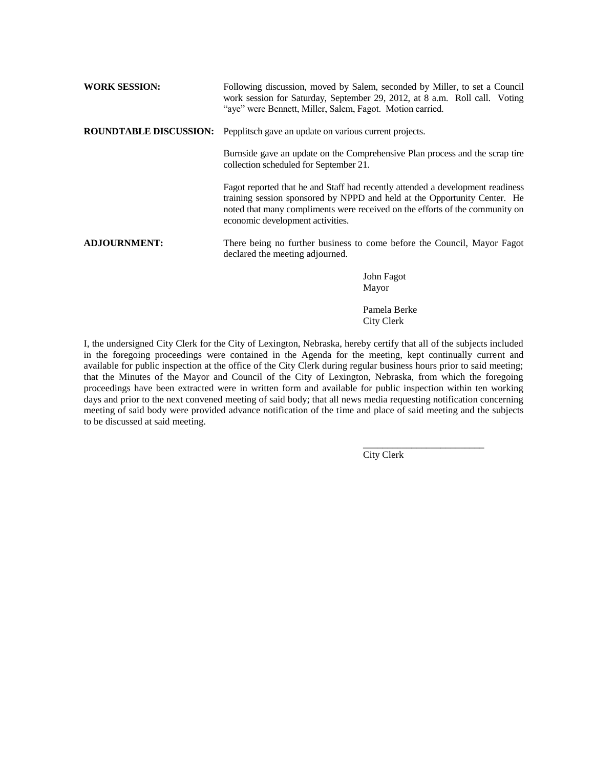**WORK SESSION:** Following discussion, moved by Salem, seconded by Miller, to set a Council work session for Saturday, September 29, 2012, at 8 a.m. Roll call. Voting "aye" were Bennett, Miller, Salem, Fagot. Motion carried.

**ROUNDTABLE DISCUSSION:** Pepplitsch gave an update on various current projects.

Burnside gave an update on the Comprehensive Plan process and the scrap tire collection scheduled for September 21.

Fagot reported that he and Staff had recently attended a development readiness training session sponsored by NPPD and held at the Opportunity Center. He noted that many compliments were received on the efforts of the community on economic development activities.

**ADJOURNMENT:** There being no further business to come before the Council, Mayor Fagot declared the meeting adjourned.

John Fagot
Mayor

Pamela Berke
City Clerk

I, the undersigned City Clerk for the City of Lexington, Nebraska, hereby certify that all of the subjects included in the foregoing proceedings were contained in the Agenda for the meeting, kept continually current and available for public inspection at the office of the City Clerk during regular business hours prior to said meeting; that the Minutes of the Mayor and Council of the City of Lexington, Nebraska, from which the foregoing proceedings have been extracted were in written form and available for public inspection within ten working days and prior to the next convened meeting of said body; that all news media requesting notification concerning meeting of said body were provided advance notification of the time and place of said meeting and the subjects to be discussed at said meeting.

_________________________
City Clerk